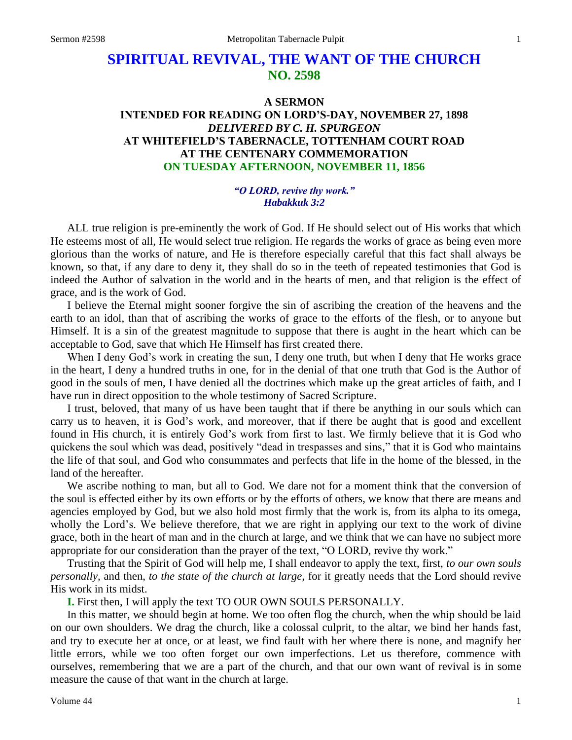# SPIRITUAL REVIVAL, THE WANT OF THE CHURCH
## NO. 2598

### A SERMON
### INTENDED FOR READING ON LORD'S-DAY, NOVEMBER 27, 1898
### *DELIVERED BY C. H. SPURGEON*
### AT WHITEFIELD'S TABERNACLE, TOTTENHAM COURT ROAD
### AT THE CENTENARY COMMEMORATION
### ON TUESDAY AFTERNOON, NOVEMBER 11, 1856

*"O LORD, revive thy work."*
*Habakkuk 3:2*

ALL true religion is pre-eminently the work of God. If He should select out of His works that which He esteems most of all, He would select true religion. He regards the works of grace as being even more glorious than the works of nature, and He is therefore especially careful that this fact shall always be known, so that, if any dare to deny it, they shall do so in the teeth of repeated testimonies that God is indeed the Author of salvation in the world and in the hearts of men, and that religion is the effect of grace, and is the work of God.

I believe the Eternal might sooner forgive the sin of ascribing the creation of the heavens and the earth to an idol, than that of ascribing the works of grace to the efforts of the flesh, or to anyone but Himself. It is a sin of the greatest magnitude to suppose that there is aught in the heart which can be acceptable to God, save that which He Himself has first created there.

When I deny God's work in creating the sun, I deny one truth, but when I deny that He works grace in the heart, I deny a hundred truths in one, for in the denial of that one truth that God is the Author of good in the souls of men, I have denied all the doctrines which make up the great articles of faith, and I have run in direct opposition to the whole testimony of Sacred Scripture.

I trust, beloved, that many of us have been taught that if there be anything in our souls which can carry us to heaven, it is God's work, and moreover, that if there be aught that is good and excellent found in His church, it is entirely God's work from first to last. We firmly believe that it is God who quickens the soul which was dead, positively "dead in trespasses and sins," that it is God who maintains the life of that soul, and God who consummates and perfects that life in the home of the blessed, in the land of the hereafter.

We ascribe nothing to man, but all to God. We dare not for a moment think that the conversion of the soul is effected either by its own efforts or by the efforts of others, we know that there are means and agencies employed by God, but we also hold most firmly that the work is, from its alpha to its omega, wholly the Lord's. We believe therefore, that we are right in applying our text to the work of divine grace, both in the heart of man and in the church at large, and we think that we can have no subject more appropriate for our consideration than the prayer of the text, "O LORD, revive thy work."

Trusting that the Spirit of God will help me, I shall endeavor to apply the text, first, *to our own souls personally,* and then, *to the state of the church at large,* for it greatly needs that the Lord should revive His work in its midst.

**I.** First then, I will apply the text TO OUR OWN SOULS PERSONALLY.

In this matter, we should begin at home. We too often flog the church, when the whip should be laid on our own shoulders. We drag the church, like a colossal culprit, to the altar, we bind her hands fast, and try to execute her at once, or at least, we find fault with her where there is none, and magnify her little errors, while we too often forget our own imperfections. Let us therefore, commence with ourselves, remembering that we are a part of the church, and that our own want of revival is in some measure the cause of that want in the church at large.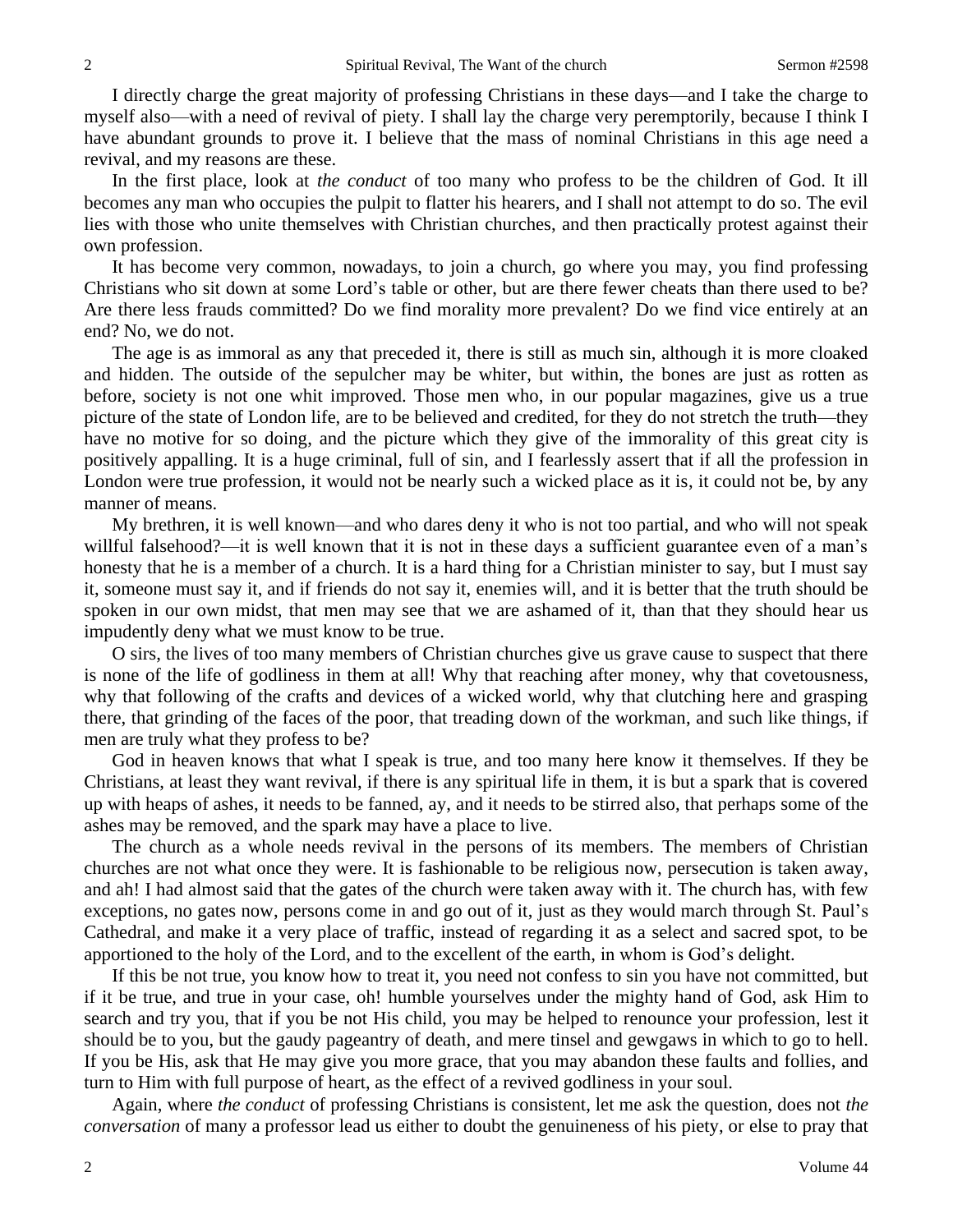I directly charge the great majority of professing Christians in these days—and I take the charge to myself also—with a need of revival of piety. I shall lay the charge very peremptorily, because I think I have abundant grounds to prove it. I believe that the mass of nominal Christians in this age need a revival, and my reasons are these.

In the first place, look at *the conduct* of too many who profess to be the children of God. It ill becomes any man who occupies the pulpit to flatter his hearers, and I shall not attempt to do so. The evil lies with those who unite themselves with Christian churches, and then practically protest against their own profession.

It has become very common, nowadays, to join a church, go where you may, you find professing Christians who sit down at some Lord's table or other, but are there fewer cheats than there used to be? Are there less frauds committed? Do we find morality more prevalent? Do we find vice entirely at an end? No, we do not.

The age is as immoral as any that preceded it, there is still as much sin, although it is more cloaked and hidden. The outside of the sepulcher may be whiter, but within, the bones are just as rotten as before, society is not one whit improved. Those men who, in our popular magazines, give us a true picture of the state of London life, are to be believed and credited, for they do not stretch the truth—they have no motive for so doing, and the picture which they give of the immorality of this great city is positively appalling. It is a huge criminal, full of sin, and I fearlessly assert that if all the profession in London were true profession, it would not be nearly such a wicked place as it is, it could not be, by any manner of means.

My brethren, it is well known—and who dares deny it who is not too partial, and who will not speak willful falsehood?—it is well known that it is not in these days a sufficient guarantee even of a man's honesty that he is a member of a church. It is a hard thing for a Christian minister to say, but I must say it, someone must say it, and if friends do not say it, enemies will, and it is better that the truth should be spoken in our own midst, that men may see that we are ashamed of it, than that they should hear us impudently deny what we must know to be true.

O sirs, the lives of too many members of Christian churches give us grave cause to suspect that there is none of the life of godliness in them at all! Why that reaching after money, why that covetousness, why that following of the crafts and devices of a wicked world, why that clutching here and grasping there, that grinding of the faces of the poor, that treading down of the workman, and such like things, if men are truly what they profess to be?

God in heaven knows that what I speak is true, and too many here know it themselves. If they be Christians, at least they want revival, if there is any spiritual life in them, it is but a spark that is covered up with heaps of ashes, it needs to be fanned, ay, and it needs to be stirred also, that perhaps some of the ashes may be removed, and the spark may have a place to live.

The church as a whole needs revival in the persons of its members. The members of Christian churches are not what once they were. It is fashionable to be religious now, persecution is taken away, and ah! I had almost said that the gates of the church were taken away with it. The church has, with few exceptions, no gates now, persons come in and go out of it, just as they would march through St. Paul's Cathedral, and make it a very place of traffic, instead of regarding it as a select and sacred spot, to be apportioned to the holy of the Lord, and to the excellent of the earth, in whom is God's delight.

If this be not true, you know how to treat it, you need not confess to sin you have not committed, but if it be true, and true in your case, oh! humble yourselves under the mighty hand of God, ask Him to search and try you, that if you be not His child, you may be helped to renounce your profession, lest it should be to you, but the gaudy pageantry of death, and mere tinsel and gewgaws in which to go to hell. If you be His, ask that He may give you more grace, that you may abandon these faults and follies, and turn to Him with full purpose of heart, as the effect of a revived godliness in your soul.

Again, where *the conduct* of professing Christians is consistent, let me ask the question, does not *the conversation* of many a professor lead us either to doubt the genuineness of his piety, or else to pray that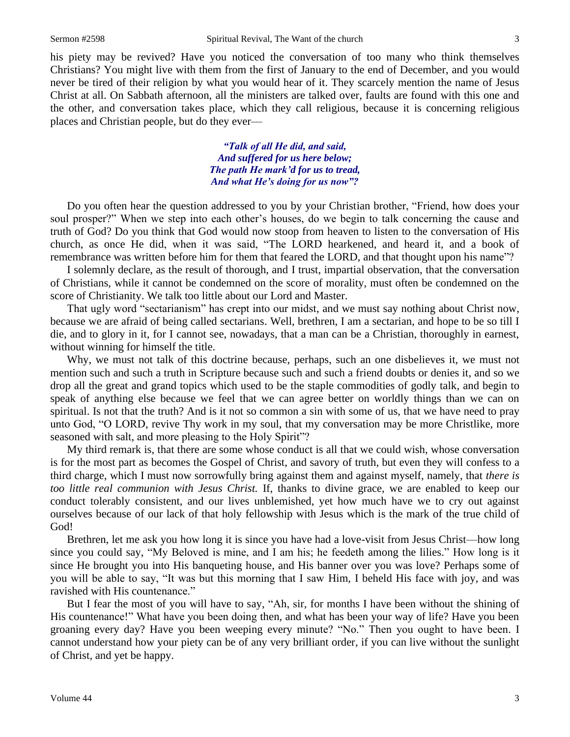his piety may be revived? Have you noticed the conversation of too many who think themselves Christians? You might live with them from the first of January to the end of December, and you would never be tired of their religion by what you would hear of it. They scarcely mention the name of Jesus Christ at all. On Sabbath afternoon, all the ministers are talked over, faults are found with this one and the other, and conversation takes place, which they call religious, because it is concerning religious places and Christian people, but do they ever—

> ***"Talk of all He did, and said,***
> ***And suffered for us here below;***
> ***The path He mark'd for us to tread,***
> ***And what He's doing for us now"?***

Do you often hear the question addressed to you by your Christian brother, "Friend, how does your soul prosper?" When we step into each other's houses, do we begin to talk concerning the cause and truth of God? Do you think that God would now stoop from heaven to listen to the conversation of His church, as once He did, when it was said, "The LORD hearkened, and heard it, and a book of remembrance was written before him for them that feared the LORD, and that thought upon his name"?

I solemnly declare, as the result of thorough, and I trust, impartial observation, that the conversation of Christians, while it cannot be condemned on the score of morality, must often be condemned on the score of Christianity. We talk too little about our Lord and Master.

That ugly word "sectarianism" has crept into our midst, and we must say nothing about Christ now, because we are afraid of being called sectarians. Well, brethren, I am a sectarian, and hope to be so till I die, and to glory in it, for I cannot see, nowadays, that a man can be a Christian, thoroughly in earnest, without winning for himself the title.

Why, we must not talk of this doctrine because, perhaps, such an one disbelieves it, we must not mention such and such a truth in Scripture because such and such a friend doubts or denies it, and so we drop all the great and grand topics which used to be the staple commodities of godly talk, and begin to speak of anything else because we feel that we can agree better on worldly things than we can on spiritual. Is not that the truth? And is it not so common a sin with some of us, that we have need to pray unto God, "O LORD, revive Thy work in my soul, that my conversation may be more Christlike, more seasoned with salt, and more pleasing to the Holy Spirit"?

My third remark is, that there are some whose conduct is all that we could wish, whose conversation is for the most part as becomes the Gospel of Christ, and savory of truth, but even they will confess to a third charge, which I must now sorrowfully bring against them and against myself, namely, that *there is too little real communion with Jesus Christ.* If, thanks to divine grace, we are enabled to keep our conduct tolerably consistent, and our lives unblemished, yet how much have we to cry out against ourselves because of our lack of that holy fellowship with Jesus which is the mark of the true child of God!

Brethren, let me ask you how long it is since you have had a love-visit from Jesus Christ—how long since you could say, "My Beloved is mine, and I am his; he feedeth among the lilies." How long is it since He brought you into His banqueting house, and His banner over you was love? Perhaps some of you will be able to say, "It was but this morning that I saw Him, I beheld His face with joy, and was ravished with His countenance."

But I fear the most of you will have to say, "Ah, sir, for months I have been without the shining of His countenance!" What have you been doing then, and what has been your way of life? Have you been groaning every day? Have you been weeping every minute? "No." Then you ought to have been. I cannot understand how your piety can be of any very brilliant order, if you can live without the sunlight of Christ, and yet be happy.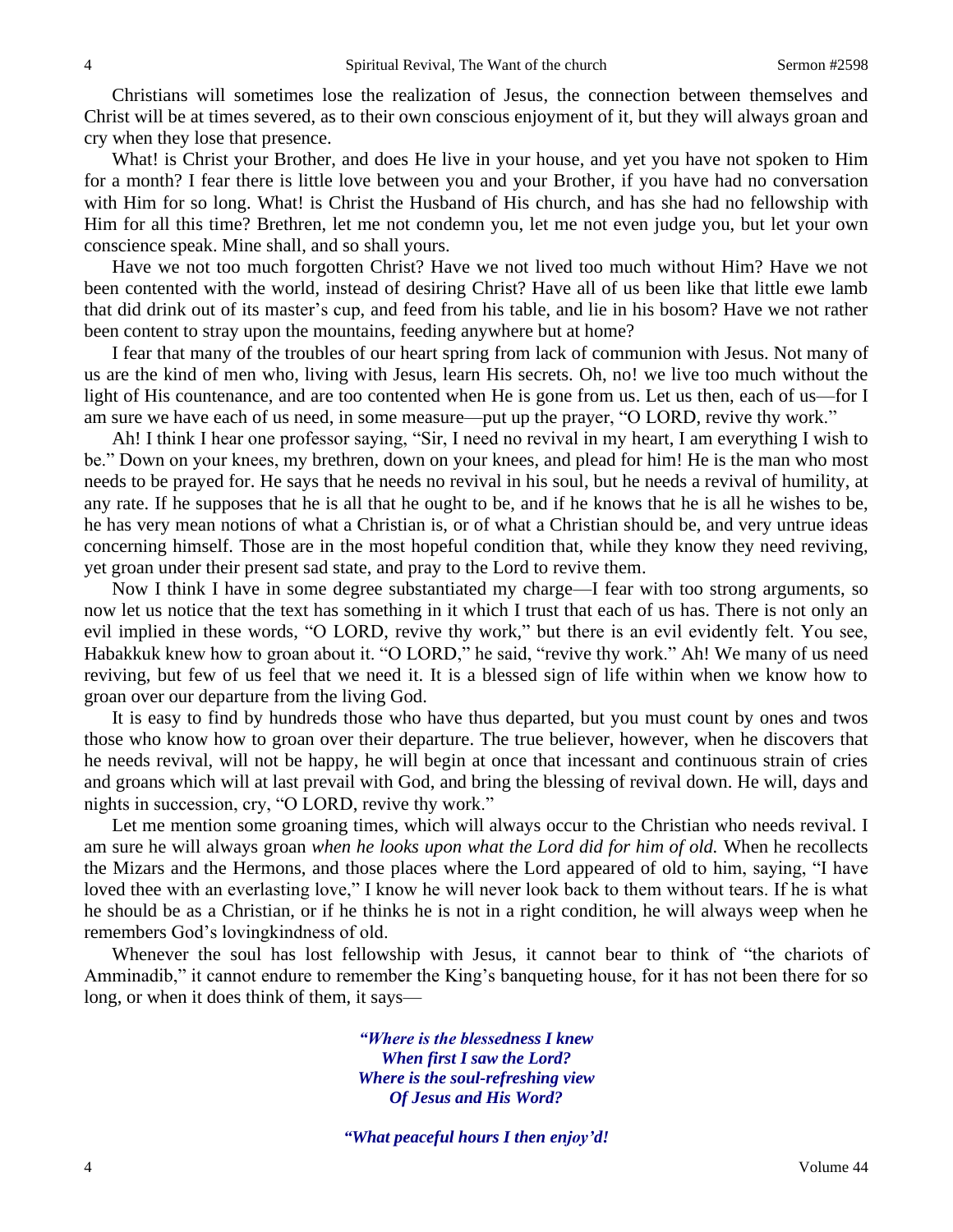Christians will sometimes lose the realization of Jesus, the connection between themselves and Christ will be at times severed, as to their own conscious enjoyment of it, but they will always groan and cry when they lose that presence.

What! is Christ your Brother, and does He live in your house, and yet you have not spoken to Him for a month? I fear there is little love between you and your Brother, if you have had no conversation with Him for so long. What! is Christ the Husband of His church, and has she had no fellowship with Him for all this time? Brethren, let me not condemn you, let me not even judge you, but let your own conscience speak. Mine shall, and so shall yours.

Have we not too much forgotten Christ? Have we not lived too much without Him? Have we not been contented with the world, instead of desiring Christ? Have all of us been like that little ewe lamb that did drink out of its master's cup, and feed from his table, and lie in his bosom? Have we not rather been content to stray upon the mountains, feeding anywhere but at home?

I fear that many of the troubles of our heart spring from lack of communion with Jesus. Not many of us are the kind of men who, living with Jesus, learn His secrets. Oh, no! we live too much without the light of His countenance, and are too contented when He is gone from us. Let us then, each of us—for I am sure we have each of us need, in some measure—put up the prayer, "O LORD, revive thy work."

Ah! I think I hear one professor saying, "Sir, I need no revival in my heart, I am everything I wish to be." Down on your knees, my brethren, down on your knees, and plead for him! He is the man who most needs to be prayed for. He says that he needs no revival in his soul, but he needs a revival of humility, at any rate. If he supposes that he is all that he ought to be, and if he knows that he is all he wishes to be, he has very mean notions of what a Christian is, or of what a Christian should be, and very untrue ideas concerning himself. Those are in the most hopeful condition that, while they know they need reviving, yet groan under their present sad state, and pray to the Lord to revive them.

Now I think I have in some degree substantiated my charge—I fear with too strong arguments, so now let us notice that the text has something in it which I trust that each of us has. There is not only an evil implied in these words, "O LORD, revive thy work," but there is an evil evidently felt. You see, Habakkuk knew how to groan about it. "O LORD," he said, "revive thy work." Ah! We many of us need reviving, but few of us feel that we need it. It is a blessed sign of life within when we know how to groan over our departure from the living God.

It is easy to find by hundreds those who have thus departed, but you must count by ones and twos those who know how to groan over their departure. The true believer, however, when he discovers that he needs revival, will not be happy, he will begin at once that incessant and continuous strain of cries and groans which will at last prevail with God, and bring the blessing of revival down. He will, days and nights in succession, cry, "O LORD, revive thy work."

Let me mention some groaning times, which will always occur to the Christian who needs revival. I am sure he will always groan *when he looks upon what the Lord did for him of old.* When he recollects the Mizars and the Hermons, and those places where the Lord appeared of old to him, saying, "I have loved thee with an everlasting love," I know he will never look back to them without tears. If he is what he should be as a Christian, or if he thinks he is not in a right condition, he will always weep when he remembers God's lovingkindness of old.

Whenever the soul has lost fellowship with Jesus, it cannot bear to think of "the chariots of Amminadib," it cannot endure to remember the King's banqueting house, for it has not been there for so long, or when it does think of them, it says—

> ***"Where is the blessedness I knew***
> ***When first I saw the Lord?***
> ***Where is the soul-refreshing view***
> ***Of Jesus and His Word?***
>
> ***"What peaceful hours I then enjoy'd!***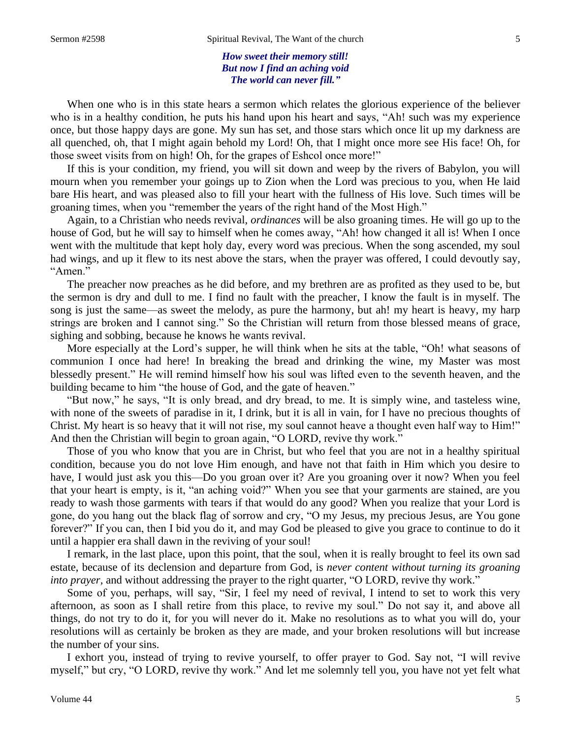*How sweet their memory still!*
*But now I find an aching void*
*The world can never fill."*

When one who is in this state hears a sermon which relates the glorious experience of the believer who is in a healthy condition, he puts his hand upon his heart and says, "Ah! such was my experience once, but those happy days are gone. My sun has set, and those stars which once lit up my darkness are all quenched, oh, that I might again behold my Lord! Oh, that I might once more see His face! Oh, for those sweet visits from on high! Oh, for the grapes of Eshcol once more!"

If this is your condition, my friend, you will sit down and weep by the rivers of Babylon, you will mourn when you remember your goings up to Zion when the Lord was precious to you, when He laid bare His heart, and was pleased also to fill your heart with the fullness of His love. Such times will be groaning times, when you "remember the years of the right hand of the Most High."

Again, to a Christian who needs revival, *ordinances* will be also groaning times. He will go up to the house of God, but he will say to himself when he comes away, "Ah! how changed it all is! When I once went with the multitude that kept holy day, every word was precious. When the song ascended, my soul had wings, and up it flew to its nest above the stars, when the prayer was offered, I could devoutly say, "Amen."

The preacher now preaches as he did before, and my brethren are as profited as they used to be, but the sermon is dry and dull to me. I find no fault with the preacher, I know the fault is in myself. The song is just the same—as sweet the melody, as pure the harmony, but ah! my heart is heavy, my harp strings are broken and I cannot sing." So the Christian will return from those blessed means of grace, sighing and sobbing, because he knows he wants revival.

More especially at the Lord's supper, he will think when he sits at the table, "Oh! what seasons of communion I once had here! In breaking the bread and drinking the wine, my Master was most blessedly present." He will remind himself how his soul was lifted even to the seventh heaven, and the building became to him "the house of God, and the gate of heaven."

"But now," he says, "It is only bread, and dry bread, to me. It is simply wine, and tasteless wine, with none of the sweets of paradise in it, I drink, but it is all in vain, for I have no precious thoughts of Christ. My heart is so heavy that it will not rise, my soul cannot heave a thought even half way to Him!" And then the Christian will begin to groan again, "O LORD, revive thy work."

Those of you who know that you are in Christ, but who feel that you are not in a healthy spiritual condition, because you do not love Him enough, and have not that faith in Him which you desire to have, I would just ask you this—Do you groan over it? Are you groaning over it now? When you feel that your heart is empty, is it, "an aching void?" When you see that your garments are stained, are you ready to wash those garments with tears if that would do any good? When you realize that your Lord is gone, do you hang out the black flag of sorrow and cry, "O my Jesus, my precious Jesus, are You gone forever?" If you can, then I bid you do it, and may God be pleased to give you grace to continue to do it until a happier era shall dawn in the reviving of your soul!

I remark, in the last place, upon this point, that the soul, when it is really brought to feel its own sad estate, because of its declension and departure from God, is *never content without turning its groaning into prayer,* and without addressing the prayer to the right quarter, "O LORD, revive thy work."

Some of you, perhaps, will say, "Sir, I feel my need of revival, I intend to set to work this very afternoon, as soon as I shall retire from this place, to revive my soul." Do not say it, and above all things, do not try to do it, for you will never do it. Make no resolutions as to what you will do, your resolutions will as certainly be broken as they are made, and your broken resolutions will but increase the number of your sins.

I exhort you, instead of trying to revive yourself, to offer prayer to God. Say not, "I will revive myself," but cry, "O LORD, revive thy work." And let me solemnly tell you, you have not yet felt what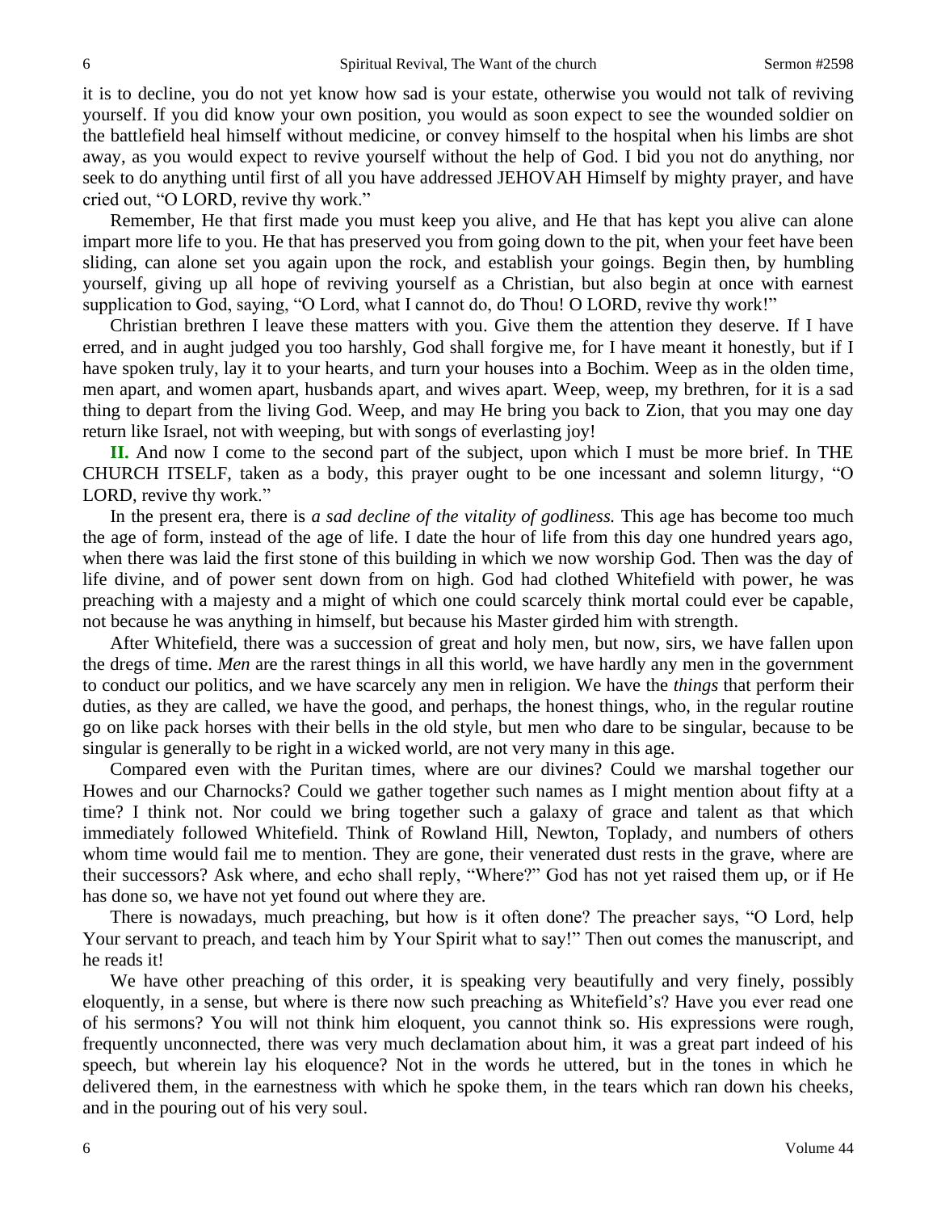it is to decline, you do not yet know how sad is your estate, otherwise you would not talk of reviving yourself. If you did know your own position, you would as soon expect to see the wounded soldier on the battlefield heal himself without medicine, or convey himself to the hospital when his limbs are shot away, as you would expect to revive yourself without the help of God. I bid you not do anything, nor seek to do anything until first of all you have addressed JEHOVAH Himself by mighty prayer, and have cried out, "O LORD, revive thy work."

Remember, He that first made you must keep you alive, and He that has kept you alive can alone impart more life to you. He that has preserved you from going down to the pit, when your feet have been sliding, can alone set you again upon the rock, and establish your goings. Begin then, by humbling yourself, giving up all hope of reviving yourself as a Christian, but also begin at once with earnest supplication to God, saying, "O Lord, what I cannot do, do Thou! O LORD, revive thy work!"

Christian brethren I leave these matters with you. Give them the attention they deserve. If I have erred, and in aught judged you too harshly, God shall forgive me, for I have meant it honestly, but if I have spoken truly, lay it to your hearts, and turn your houses into a Bochim. Weep as in the olden time, men apart, and women apart, husbands apart, and wives apart. Weep, weep, my brethren, for it is a sad thing to depart from the living God. Weep, and may He bring you back to Zion, that you may one day return like Israel, not with weeping, but with songs of everlasting joy!

**II.** And now I come to the second part of the subject, upon which I must be more brief. In THE CHURCH ITSELF, taken as a body, this prayer ought to be one incessant and solemn liturgy, "O LORD, revive thy work."

In the present era, there is *a sad decline of the vitality of godliness.* This age has become too much the age of form, instead of the age of life. I date the hour of life from this day one hundred years ago, when there was laid the first stone of this building in which we now worship God. Then was the day of life divine, and of power sent down from on high. God had clothed Whitefield with power, he was preaching with a majesty and a might of which one could scarcely think mortal could ever be capable, not because he was anything in himself, but because his Master girded him with strength.

After Whitefield, there was a succession of great and holy men, but now, sirs, we have fallen upon the dregs of time. *Men* are the rarest things in all this world, we have hardly any men in the government to conduct our politics, and we have scarcely any men in religion. We have the *things* that perform their duties, as they are called, we have the good, and perhaps, the honest things, who, in the regular routine go on like pack horses with their bells in the old style, but men who dare to be singular, because to be singular is generally to be right in a wicked world, are not very many in this age.

Compared even with the Puritan times, where are our divines? Could we marshal together our Howes and our Charnocks? Could we gather together such names as I might mention about fifty at a time? I think not. Nor could we bring together such a galaxy of grace and talent as that which immediately followed Whitefield. Think of Rowland Hill, Newton, Toplady, and numbers of others whom time would fail me to mention. They are gone, their venerated dust rests in the grave, where are their successors? Ask where, and echo shall reply, "Where?" God has not yet raised them up, or if He has done so, we have not yet found out where they are.

There is nowadays, much preaching, but how is it often done? The preacher says, "O Lord, help Your servant to preach, and teach him by Your Spirit what to say!" Then out comes the manuscript, and he reads it!

We have other preaching of this order, it is speaking very beautifully and very finely, possibly eloquently, in a sense, but where is there now such preaching as Whitefield's? Have you ever read one of his sermons? You will not think him eloquent, you cannot think so. His expressions were rough, frequently unconnected, there was very much declamation about him, it was a great part indeed of his speech, but wherein lay his eloquence? Not in the words he uttered, but in the tones in which he delivered them, in the earnestness with which he spoke them, in the tears which ran down his cheeks, and in the pouring out of his very soul.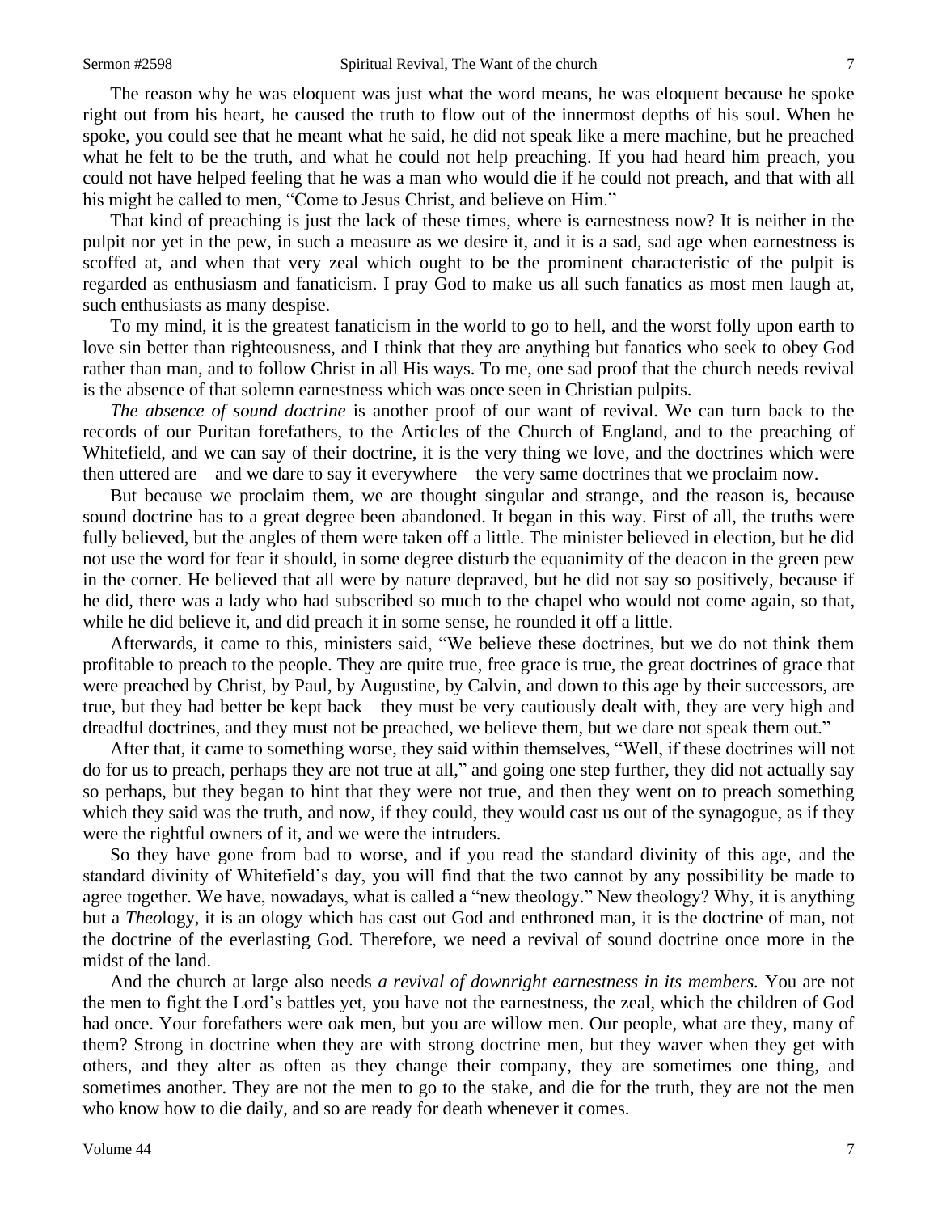The reason why he was eloquent was just what the word means, he was eloquent because he spoke right out from his heart, he caused the truth to flow out of the innermost depths of his soul. When he spoke, you could see that he meant what he said, he did not speak like a mere machine, but he preached what he felt to be the truth, and what he could not help preaching. If you had heard him preach, you could not have helped feeling that he was a man who would die if he could not preach, and that with all his might he called to men, "Come to Jesus Christ, and believe on Him."

That kind of preaching is just the lack of these times, where is earnestness now? It is neither in the pulpit nor yet in the pew, in such a measure as we desire it, and it is a sad, sad age when earnestness is scoffed at, and when that very zeal which ought to be the prominent characteristic of the pulpit is regarded as enthusiasm and fanaticism. I pray God to make us all such fanatics as most men laugh at, such enthusiasts as many despise.

To my mind, it is the greatest fanaticism in the world to go to hell, and the worst folly upon earth to love sin better than righteousness, and I think that they are anything but fanatics who seek to obey God rather than man, and to follow Christ in all His ways. To me, one sad proof that the church needs revival is the absence of that solemn earnestness which was once seen in Christian pulpits.

*The absence of sound doctrine* is another proof of our want of revival. We can turn back to the records of our Puritan forefathers, to the Articles of the Church of England, and to the preaching of Whitefield, and we can say of their doctrine, it is the very thing we love, and the doctrines which were then uttered are—and we dare to say it everywhere—the very same doctrines that we proclaim now.

But because we proclaim them, we are thought singular and strange, and the reason is, because sound doctrine has to a great degree been abandoned. It began in this way. First of all, the truths were fully believed, but the angles of them were taken off a little. The minister believed in election, but he did not use the word for fear it should, in some degree disturb the equanimity of the deacon in the green pew in the corner. He believed that all were by nature depraved, but he did not say so positively, because if he did, there was a lady who had subscribed so much to the chapel who would not come again, so that, while he did believe it, and did preach it in some sense, he rounded it off a little.

Afterwards, it came to this, ministers said, "We believe these doctrines, but we do not think them profitable to preach to the people. They are quite true, free grace is true, the great doctrines of grace that were preached by Christ, by Paul, by Augustine, by Calvin, and down to this age by their successors, are true, but they had better be kept back—they must be very cautiously dealt with, they are very high and dreadful doctrines, and they must not be preached, we believe them, but we dare not speak them out."

After that, it came to something worse, they said within themselves, "Well, if these doctrines will not do for us to preach, perhaps they are not true at all," and going one step further, they did not actually say so perhaps, but they began to hint that they were not true, and then they went on to preach something which they said was the truth, and now, if they could, they would cast us out of the synagogue, as if they were the rightful owners of it, and we were the intruders.

So they have gone from bad to worse, and if you read the standard divinity of this age, and the standard divinity of Whitefield's day, you will find that the two cannot by any possibility be made to agree together. We have, nowadays, what is called a "new theology." New theology? Why, it is anything but a *Theo*logy, it is an ology which has cast out God and enthroned man, it is the doctrine of man, not the doctrine of the everlasting God. Therefore, we need a revival of sound doctrine once more in the midst of the land.

And the church at large also needs *a revival of downright earnestness in its members.* You are not the men to fight the Lord's battles yet, you have not the earnestness, the zeal, which the children of God had once. Your forefathers were oak men, but you are willow men. Our people, what are they, many of them? Strong in doctrine when they are with strong doctrine men, but they waver when they get with others, and they alter as often as they change their company, they are sometimes one thing, and sometimes another. They are not the men to go to the stake, and die for the truth, they are not the men who know how to die daily, and so are ready for death whenever it comes.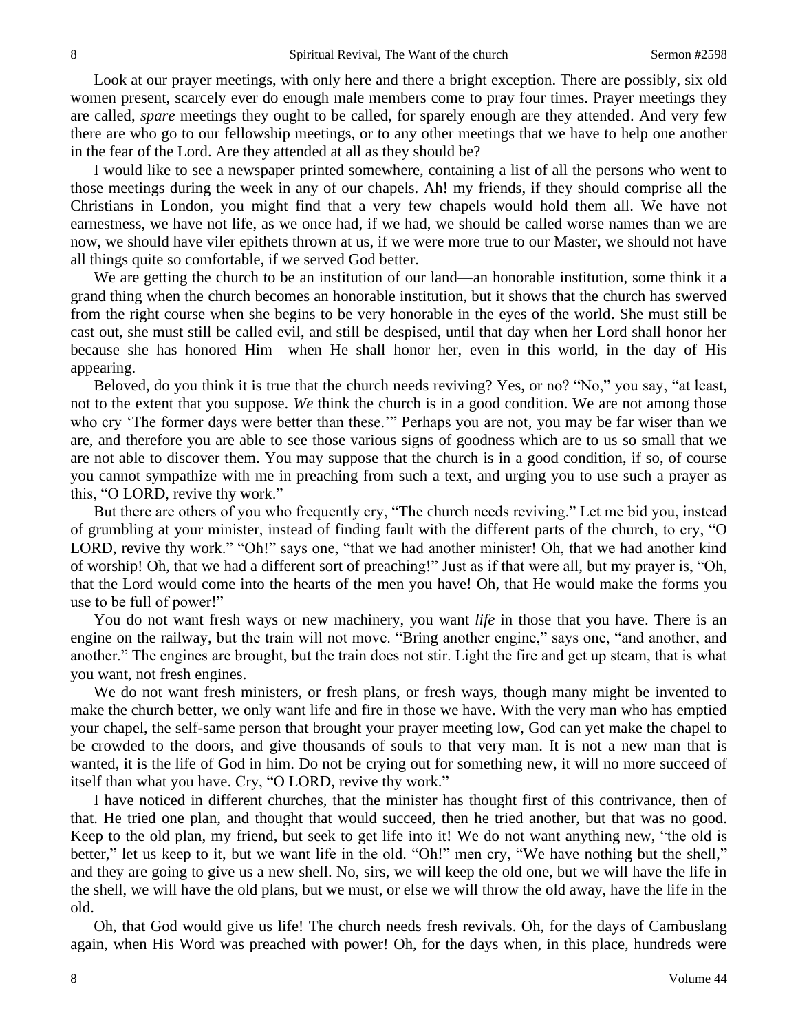Look at our prayer meetings, with only here and there a bright exception. There are possibly, six old women present, scarcely ever do enough male members come to pray four times. Prayer meetings they are called, *spare* meetings they ought to be called, for sparely enough are they attended. And very few there are who go to our fellowship meetings, or to any other meetings that we have to help one another in the fear of the Lord. Are they attended at all as they should be?

I would like to see a newspaper printed somewhere, containing a list of all the persons who went to those meetings during the week in any of our chapels. Ah! my friends, if they should comprise all the Christians in London, you might find that a very few chapels would hold them all. We have not earnestness, we have not life, as we once had, if we had, we should be called worse names than we are now, we should have viler epithets thrown at us, if we were more true to our Master, we should not have all things quite so comfortable, if we served God better.

We are getting the church to be an institution of our land—an honorable institution, some think it a grand thing when the church becomes an honorable institution, but it shows that the church has swerved from the right course when she begins to be very honorable in the eyes of the world. She must still be cast out, she must still be called evil, and still be despised, until that day when her Lord shall honor her because she has honored Him—when He shall honor her, even in this world, in the day of His appearing.

Beloved, do you think it is true that the church needs reviving? Yes, or no? "No," you say, "at least, not to the extent that you suppose. *We* think the church is in a good condition. We are not among those who cry 'The former days were better than these.'" Perhaps you are not, you may be far wiser than we are, and therefore you are able to see those various signs of goodness which are to us so small that we are not able to discover them. You may suppose that the church is in a good condition, if so, of course you cannot sympathize with me in preaching from such a text, and urging you to use such a prayer as this, "O LORD, revive thy work."

But there are others of you who frequently cry, "The church needs reviving." Let me bid you, instead of grumbling at your minister, instead of finding fault with the different parts of the church, to cry, "O LORD, revive thy work." "Oh!" says one, "that we had another minister! Oh, that we had another kind of worship! Oh, that we had a different sort of preaching!" Just as if that were all, but my prayer is, "Oh, that the Lord would come into the hearts of the men you have! Oh, that He would make the forms you use to be full of power!"

You do not want fresh ways or new machinery, you want *life* in those that you have. There is an engine on the railway, but the train will not move. "Bring another engine," says one, "and another, and another." The engines are brought, but the train does not stir. Light the fire and get up steam, that is what you want, not fresh engines.

We do not want fresh ministers, or fresh plans, or fresh ways, though many might be invented to make the church better, we only want life and fire in those we have. With the very man who has emptied your chapel, the self-same person that brought your prayer meeting low, God can yet make the chapel to be crowded to the doors, and give thousands of souls to that very man. It is not a new man that is wanted, it is the life of God in him. Do not be crying out for something new, it will no more succeed of itself than what you have. Cry, "O LORD, revive thy work."

I have noticed in different churches, that the minister has thought first of this contrivance, then of that. He tried one plan, and thought that would succeed, then he tried another, but that was no good. Keep to the old plan, my friend, but seek to get life into it! We do not want anything new, "the old is better," let us keep to it, but we want life in the old. "Oh!" men cry, "We have nothing but the shell," and they are going to give us a new shell. No, sirs, we will keep the old one, but we will have the life in the shell, we will have the old plans, but we must, or else we will throw the old away, have the life in the old.

Oh, that God would give us life! The church needs fresh revivals. Oh, for the days of Cambuslang again, when His Word was preached with power! Oh, for the days when, in this place, hundreds were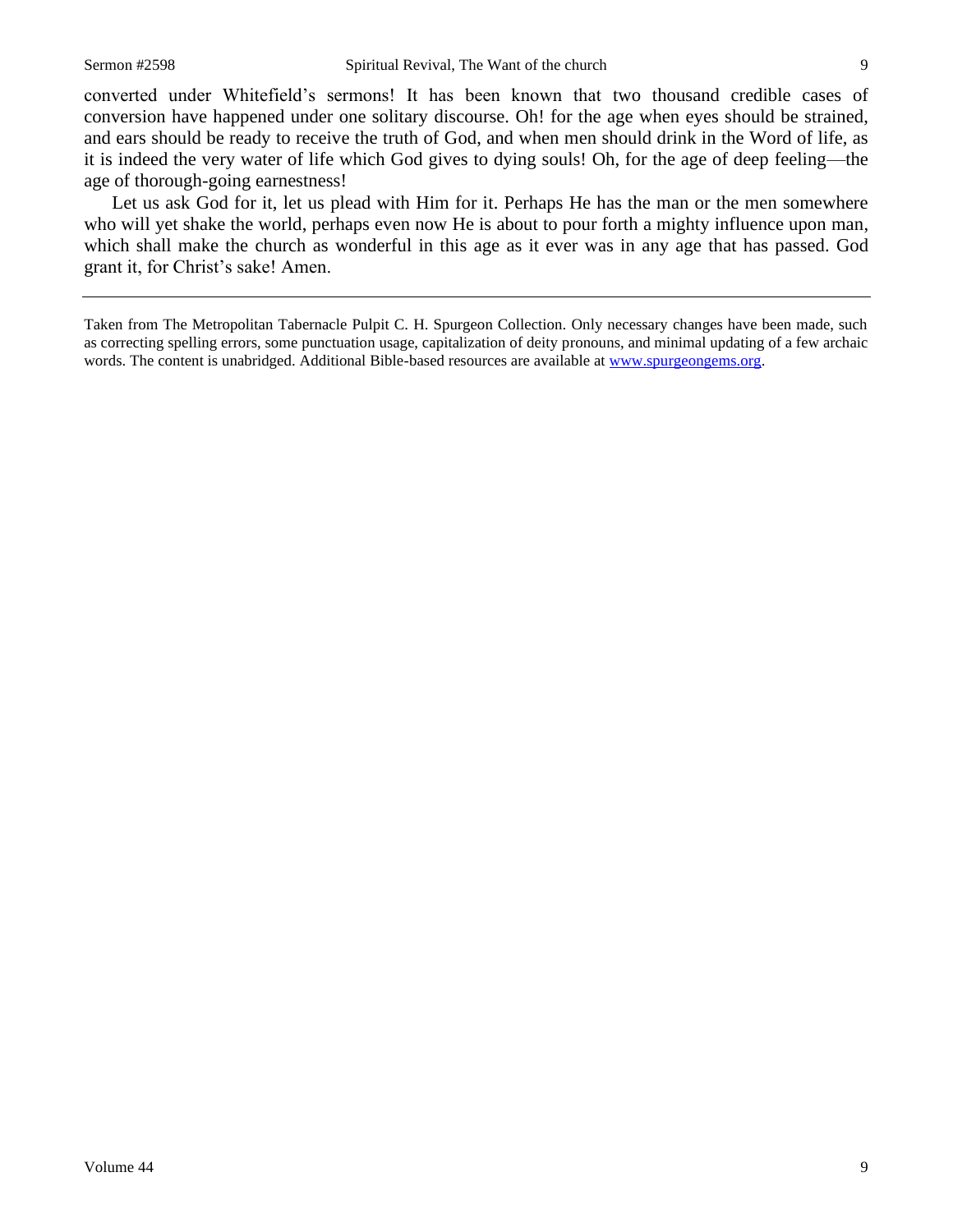converted under Whitefield's sermons! It has been known that two thousand credible cases of conversion have happened under one solitary discourse. Oh! for the age when eyes should be strained, and ears should be ready to receive the truth of God, and when men should drink in the Word of life, as it is indeed the very water of life which God gives to dying souls! Oh, for the age of deep feeling—the age of thorough-going earnestness!

Let us ask God for it, let us plead with Him for it. Perhaps He has the man or the men somewhere who will yet shake the world, perhaps even now He is about to pour forth a mighty influence upon man, which shall make the church as wonderful in this age as it ever was in any age that has passed. God grant it, for Christ's sake! Amen.

---

Taken from The Metropolitan Tabernacle Pulpit C. H. Spurgeon Collection. Only necessary changes have been made, such as correcting spelling errors, some punctuation usage, capitalization of deity pronouns, and minimal updating of a few archaic words. The content is unabridged. Additional Bible-based resources are available at www.spurgeongems.org.